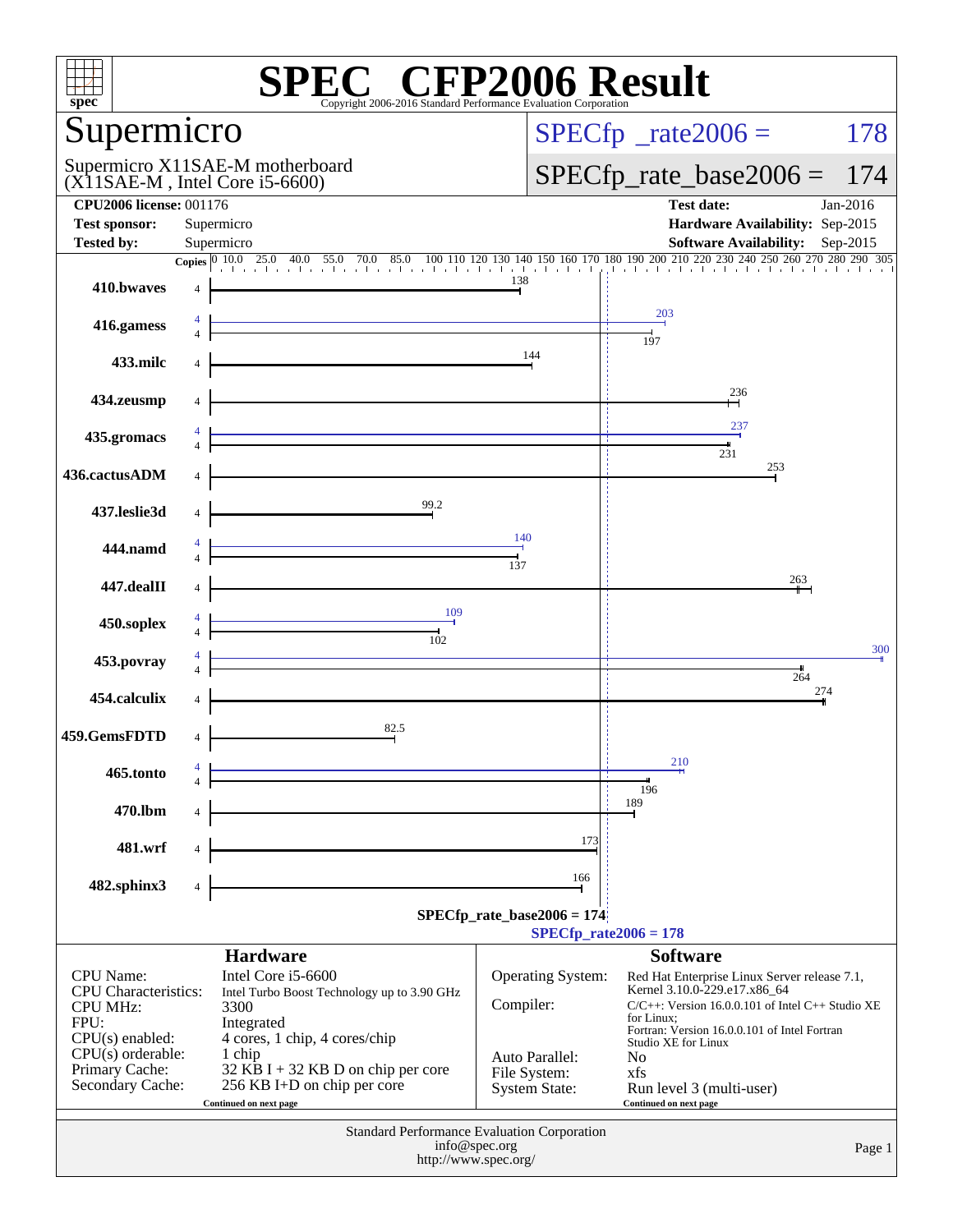# SPEC CFP2006 Result

Copyright 2006-2016 Standard Performance Evaluation Corporation

## Supermicro

Supermicro X11SAE-M motherboard
(X11SAE-M , Intel Core i5-6600)

SPECfp_rate2006 = 178

SPECfp_rate_base2006 = 174

| | | | |
|---|---|---|---|
| **CPU2006 license:** | 001176 | **Test date:** | Jan-2016 |
| **Test sponsor:** | Supermicro | **Hardware Availability:** | Sep-2015 |
| **Tested by:** | Supermicro | **Software Availability:** | Sep-2015 |

| Benchmark | Copies | Peak | Base |
|---|---|---|---|
| 410.bwaves | 4 | | 138 |
| 416.gamess | 4 | 203 | 197 |
| 433.milc | 4 | | 144 |
| 434.zeusmp | 4 | | 236 |
| 435.gromacs | 4 | 237 | 231 |
| 436.cactusADM | 4 | | 253 |
| 437.leslie3d | 4 | | 99.2 |
| 444.namd | 4 | 140 | 137 |
| 447.dealII | 4 | | 263 |
| 450.soplex | 4 | 109 | 102 |
| 453.povray | 4 | 300 | 264 |
| 454.calculix | 4 | | 274 |
| 459.GemsFDTD | 4 | | 82.5 |
| 465.tonto | 4 | 210 | 196 |
| 470.lbm | 4 | | 189 |
| 481.wrf | 4 | | 173 |
| 482.sphinx3 | 4 | | 166 |

SPECfp_rate_base2006 = 174

SPECfp_rate2006 = 178

### Hardware

| | |
|---|---|
| CPU Name: | Intel Core i5-6600 |
| CPU Characteristics: | Intel Turbo Boost Technology up to 3.90 GHz |
| CPU MHz: | 3300 |
| FPU: | Integrated |
| CPU(s) enabled: | 4 cores, 1 chip, 4 cores/chip |
| CPU(s) orderable: | 1 chip |
| Primary Cache: | 32 KB I + 32 KB D on chip per core |
| Secondary Cache: | 256 KB I+D on chip per core |

Continued on next page

### Software

| | |
|---|---|
| Operating System: | Red Hat Enterprise Linux Server release 7.1, Kernel 3.10.0-229.el7.x86_64 |
| Compiler: | C/C++: Version 16.0.0.101 of Intel C++ Studio XE for Linux; Fortran: Version 16.0.0.101 of Intel Fortran Studio XE for Linux |
| Auto Parallel: | No |
| File System: | xfs |
| System State: | Run level 3 (multi-user) |

Continued on next page

Standard Performance Evaluation Corporation
info@spec.org
http://www.spec.org/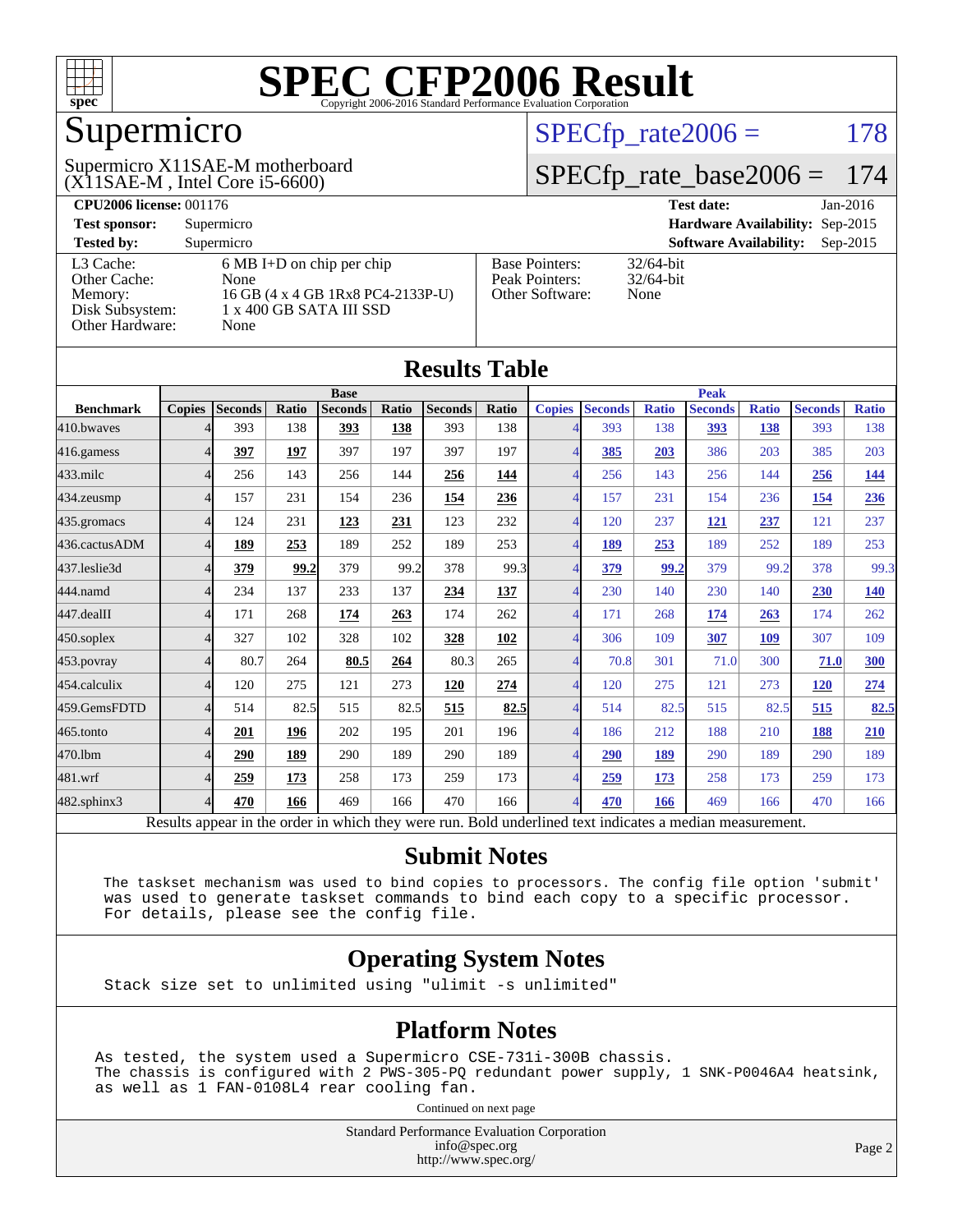# SPEC CFP2006 Result

Copyright 2006-2016 Standard Performance Evaluation Corporation

## Supermicro

Supermicro X11SAE-M motherboard
(X11SAE-M , Intel Core i5-6600)

SPECfp_rate2006 = 178

SPECfp_rate_base2006 = 174

| | | | |
|---|---|---|---|
| **CPU2006 license:** 001176 | | **Test date:** | Jan-2016 |
| **Test sponsor:** | Supermicro | **Hardware Availability:** | Sep-2015 |
| **Tested by:** | Supermicro | **Software Availability:** | Sep-2015 |

| | |
|---|---|
| L3 Cache: | 6 MB I+D on chip per chip |
| Other Cache: | None |
| Memory: | 16 GB (4 x 4 GB 1Rx8 PC4-2133P-U) |
| Disk Subsystem: | 1 x 400 GB SATA III SSD |
| Other Hardware: | None |

| | |
|---|---|
| Base Pointers: | 32/64-bit |
| Peak Pointers: | 32/64-bit |
| Other Software: | None |

## Results Table

| | Base | | | | | | | Peak | | | | | | |
|---|---|---|---|---|---|---|---|---|---|---|---|---|---|---|
| **Benchmark** | **Copies** | **Seconds** | **Ratio** | **Seconds** | **Ratio** | **Seconds** | **Ratio** | **Copies** | **Seconds** | **Ratio** | **Seconds** | **Ratio** | **Seconds** | **Ratio** |
| 410.bwaves | 4 | 393 | 138 | **393** | **138** | 393 | 138 | 4 | 393 | 138 | **393** | **138** | 393 | 138 |
| 416.gamess | 4 | **397** | **197** | 397 | 197 | 397 | 197 | 4 | **385** | **203** | 386 | 203 | 385 | 203 |
| 433.milc | 4 | 256 | 143 | 256 | 144 | **256** | **144** | 4 | 256 | 143 | 256 | 144 | **256** | **144** |
| 434.zeusmp | 4 | 157 | 231 | 154 | 236 | **154** | **236** | 4 | 157 | 231 | 154 | 236 | **154** | **236** |
| 435.gromacs | 4 | 124 | 231 | **123** | **231** | 123 | 232 | 4 | 120 | 237 | **121** | **237** | 121 | 237 |
| 436.cactusADM | 4 | **189** | **253** | 189 | 252 | 189 | 253 | 4 | **189** | **253** | 189 | 252 | 189 | 253 |
| 437.leslie3d | 4 | **379** | **99.2** | 379 | 99.2 | 378 | 99.3 | 4 | **379** | **99.2** | 379 | 99.2 | 378 | 99.3 |
| 444.namd | 4 | 234 | 137 | 233 | 137 | **234** | **137** | 4 | 230 | 140 | 230 | 140 | **230** | **140** |
| 447.dealII | 4 | 171 | 268 | **174** | **263** | 174 | 262 | 4 | 171 | 268 | **174** | **263** | 174 | 262 |
| 450.soplex | 4 | 327 | 102 | 328 | 102 | **328** | **102** | 4 | 306 | 109 | **307** | **109** | 307 | 109 |
| 453.povray | 4 | 80.7 | 264 | **80.5** | **264** | 80.3 | 265 | 4 | 70.8 | 301 | 71.0 | 300 | **71.0** | **300** |
| 454.calculix | 4 | 120 | 275 | 121 | 273 | **120** | **274** | 4 | 120 | 275 | 121 | 273 | **120** | **274** |
| 459.GemsFDTD | 4 | 514 | 82.5 | 515 | 82.5 | **515** | **82.5** | 4 | 514 | 82.5 | 515 | 82.5 | **515** | **82.5** |
| 465.tonto | 4 | **201** | **196** | 202 | 195 | 201 | 196 | 4 | 186 | 212 | 188 | 210 | **188** | **210** |
| 470.lbm | 4 | **290** | **189** | 290 | 189 | 290 | 189 | 4 | **290** | **189** | 290 | 189 | 290 | 189 |
| 481.wrf | 4 | **259** | **173** | 258 | 173 | 259 | 173 | 4 | **259** | **173** | 258 | 173 | 259 | 173 |
| 482.sphinx3 | 4 | **470** | **166** | 469 | 166 | 470 | 166 | 4 | **470** | **166** | 469 | 166 | 470 | 166 |

Results appear in the order in which they were run. Bold underlined text indicates a median measurement.

## Submit Notes

```
The taskset mechanism was used to bind copies to processors. The config file option 'submit'
was used to generate taskset commands to bind each copy to a specific processor.
For details, please see the config file.
```

## Operating System Notes

```
Stack size set to unlimited using "ulimit -s unlimited"
```

## Platform Notes

```
As tested, the system used a Supermicro CSE-731i-300B chassis.
The chassis is configured with 2 PWS-305-PQ redundant power supply, 1 SNK-P0046A4 heatsink,
as well as 1 FAN-0108L4 rear cooling fan.
```

Continued on next page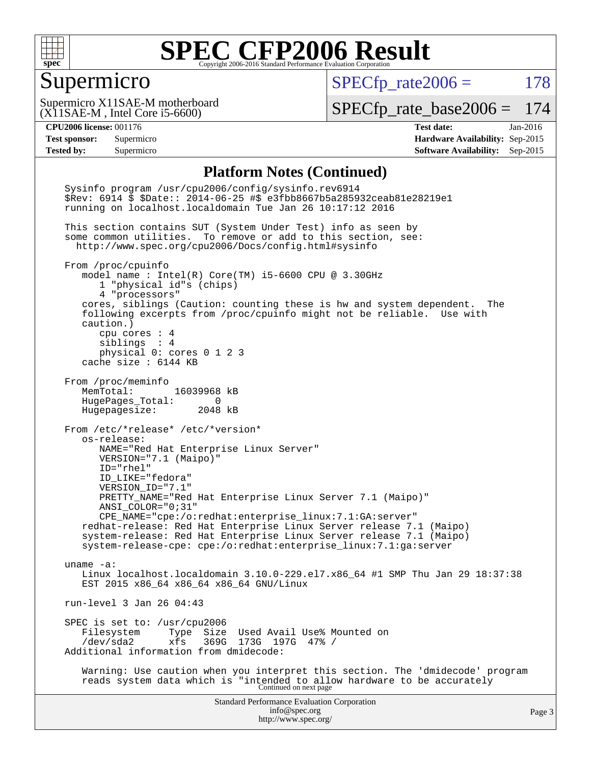# SPEC CFP2006 Result

Copyright 2006-2016 Standard Performance Evaluation Corporation

## Supermicro

Supermicro X11SAE-M motherboard
(X11SAE-M , Intel Core i5-6600)

SPECfp_rate2006 = 178

SPECfp_rate_base2006 = 174

| | | | |
|---|---|---|---|
| **CPU2006 license:** 001176 | | **Test date:** | Jan-2016 |
| **Test sponsor:** | Supermicro | **Hardware Availability:** | Sep-2015 |
| **Tested by:** | Supermicro | **Software Availability:** | Sep-2015 |

### Platform Notes (Continued)

```
Sysinfo program /usr/cpu2006/config/sysinfo.rev6914
$Rev: 6914 $ $Date:: 2014-06-25 #$ e3fbb8667b5a285932ceab81e28219e1
running on localhost.localdomain Tue Jan 26 10:17:12 2016

This section contains SUT (System Under Test) info as seen by
some common utilities.  To remove or add to this section, see:
  http://www.spec.org/cpu2006/Docs/config.html#sysinfo

From /proc/cpuinfo
   model name : Intel(R) Core(TM) i5-6600 CPU @ 3.30GHz
      1 "physical id"s (chips)
      4 "processors"
   cores, siblings (Caution: counting these is hw and system dependent.  The
   following excerpts from /proc/cpuinfo might not be reliable.  Use with
   caution.)
      cpu cores : 4
      siblings  : 4
      physical 0: cores 0 1 2 3
   cache size : 6144 KB

From /proc/meminfo
   MemTotal:       16039968 kB
   HugePages_Total:       0
   Hugepagesize:       2048 kB

From /etc/*release* /etc/*version*
   os-release:
      NAME="Red Hat Enterprise Linux Server"
      VERSION="7.1 (Maipo)"
      ID="rhel"
      ID_LIKE="fedora"
      VERSION_ID="7.1"
      PRETTY_NAME="Red Hat Enterprise Linux Server 7.1 (Maipo)"
      ANSI_COLOR="0;31"
      CPE_NAME="cpe:/o:redhat:enterprise_linux:7.1:GA:server"
   redhat-release: Red Hat Enterprise Linux Server release 7.1 (Maipo)
   system-release: Red Hat Enterprise Linux Server release 7.1 (Maipo)
   system-release-cpe: cpe:/o:redhat:enterprise_linux:7.1:ga:server

uname -a:
   Linux localhost.localdomain 3.10.0-229.el7.x86_64 #1 SMP Thu Jan 29 18:37:38
   EST 2015 x86_64 x86_64 x86_64 GNU/Linux

run-level 3 Jan 26 04:43

SPEC is set to: /usr/cpu2006
   Filesystem     Type  Size  Used Avail Use% Mounted on
   /dev/sda2      xfs   369G  173G  197G  47% /
Additional information from dmidecode:

   Warning: Use caution when you interpret this section. The 'dmidecode' program
   reads system data which is "intended to allow hardware to be accurately
```

Continued on next page

Standard Performance Evaluation Corporation
info@spec.org
http://www.spec.org/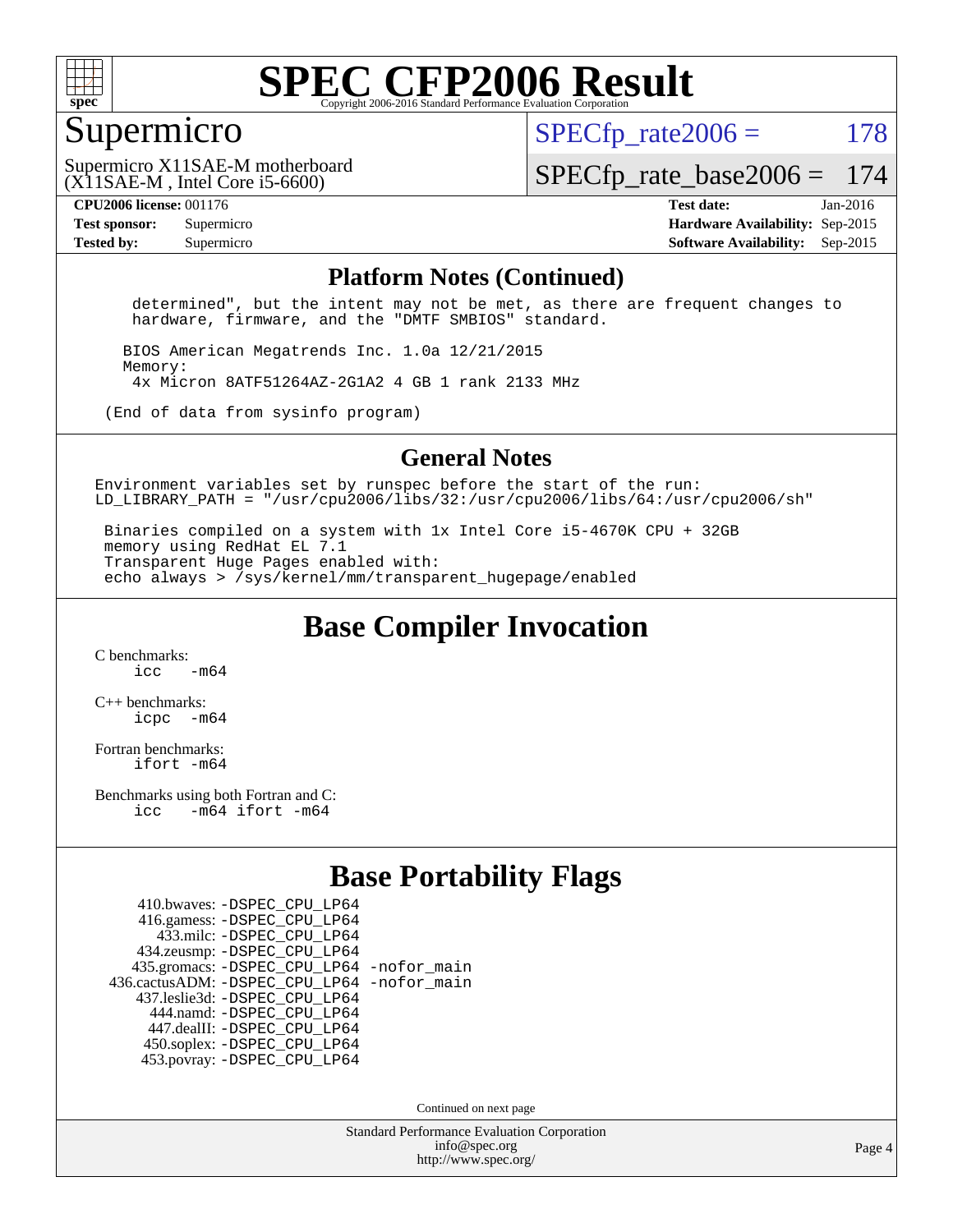# SPEC CFP2006 Result

## Supermicro

Supermicro X11SAE-M motherboard
(X11SAE-M , Intel Core i5-6600)

SPECfp_rate2006 = 178

SPECfp_rate_base2006 = 174

**CPU2006 license:** 001176 **Test date:** Jan-2016
**Test sponsor:** Supermicro **Hardware Availability:** Sep-2015
**Tested by:** Supermicro **Software Availability:** Sep-2015

### Platform Notes (Continued)

```
    determined", but the intent may not be met, as there are frequent changes to
    hardware, firmware, and the "DMTF SMBIOS" standard.

   BIOS American Megatrends Inc. 1.0a 12/21/2015
   Memory:
    4x Micron 8ATF51264AZ-2G1A2 4 GB 1 rank 2133 MHz

 (End of data from sysinfo program)
```

### General Notes

```
Environment variables set by runspec before the start of the run:
LD_LIBRARY_PATH = "/usr/cpu2006/libs/32:/usr/cpu2006/libs/64:/usr/cpu2006/sh"

 Binaries compiled on a system with 1x Intel Core i5-4670K CPU + 32GB
 memory using RedHat EL 7.1
 Transparent Huge Pages enabled with:
 echo always > /sys/kernel/mm/transparent_hugepage/enabled
```

## Base Compiler Invocation

C benchmarks:
```
icc   -m64
```

C++ benchmarks:
```
icpc  -m64
```

Fortran benchmarks:
```
ifort -m64
```

Benchmarks using both Fortran and C:
```
icc   -m64 ifort -m64
```

## Base Portability Flags

```
   410.bwaves: -DSPEC_CPU_LP64
   416.gamess: -DSPEC_CPU_LP64
     433.milc: -DSPEC_CPU_LP64
   434.zeusmp: -DSPEC_CPU_LP64
  435.gromacs: -DSPEC_CPU_LP64 -nofor_main
436.cactusADM: -DSPEC_CPU_LP64 -nofor_main
  437.leslie3d: -DSPEC_CPU_LP64
     444.namd: -DSPEC_CPU_LP64
   447.dealII: -DSPEC_CPU_LP64
   450.soplex: -DSPEC_CPU_LP64
   453.povray: -DSPEC_CPU_LP64
```

Continued on next page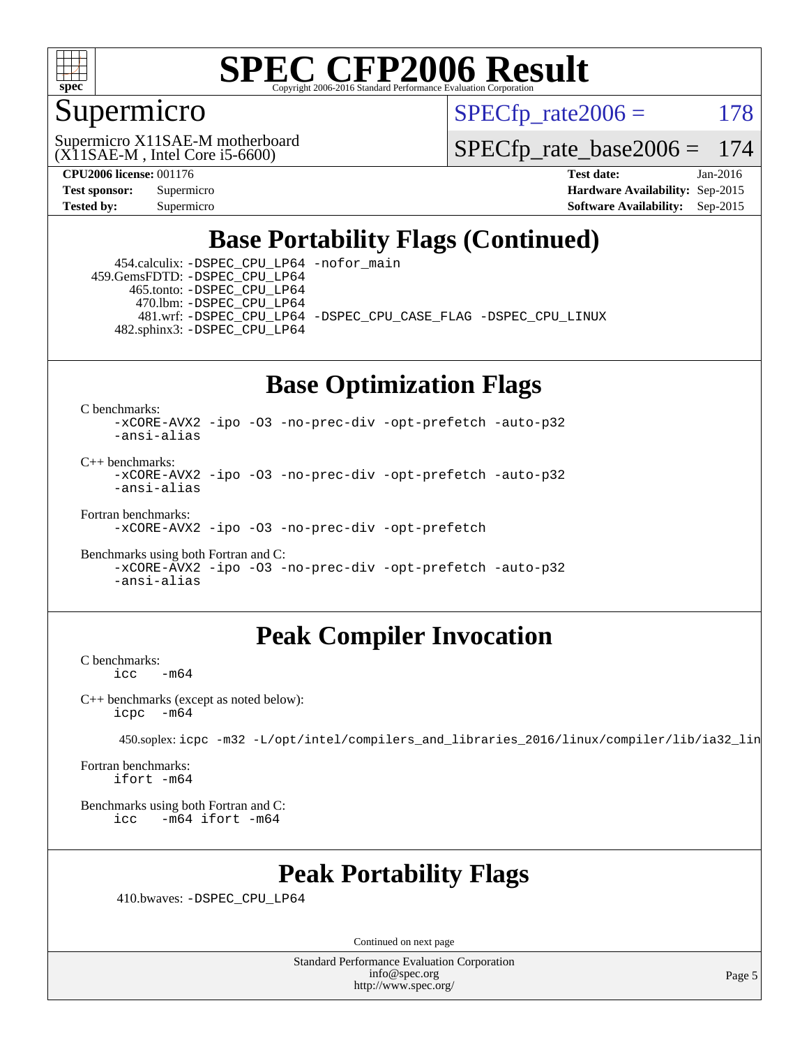# SPEC CFP2006 Result

## Supermicro

Supermicro X11SAE-M motherboard
(X11SAE-M , Intel Core i5-6600)

SPECfp_rate2006 = 178

SPECfp_rate_base2006 = 174

**CPU2006 license:** 001176
**Test sponsor:** Supermicro
**Tested by:** Supermicro

**Test date:** Jan-2016
**Hardware Availability:** Sep-2015
**Software Availability:** Sep-2015

## Base Portability Flags (Continued)

454.calculix: -DSPEC_CPU_LP64 -nofor_main
459.GemsFDTD: -DSPEC_CPU_LP64
465.tonto: -DSPEC_CPU_LP64
470.lbm: -DSPEC_CPU_LP64
481.wrf: -DSPEC_CPU_LP64 -DSPEC_CPU_CASE_FLAG -DSPEC_CPU_LINUX
482.sphinx3: -DSPEC_CPU_LP64

## Base Optimization Flags

C benchmarks:
-xCORE-AVX2 -ipo -O3 -no-prec-div -opt-prefetch -auto-p32 -ansi-alias

C++ benchmarks:
-xCORE-AVX2 -ipo -O3 -no-prec-div -opt-prefetch -auto-p32 -ansi-alias

Fortran benchmarks:
-xCORE-AVX2 -ipo -O3 -no-prec-div -opt-prefetch

Benchmarks using both Fortran and C:
-xCORE-AVX2 -ipo -O3 -no-prec-div -opt-prefetch -auto-p32 -ansi-alias

## Peak Compiler Invocation

C benchmarks:
icc -m64

C++ benchmarks (except as noted below):
icpc -m64

450.soplex: icpc -m32 -L/opt/intel/compilers_and_libraries_2016/linux/compiler/lib/ia32_lin

Fortran benchmarks:
ifort -m64

Benchmarks using both Fortran and C:
icc -m64 ifort -m64

## Peak Portability Flags

410.bwaves: -DSPEC_CPU_LP64

Continued on next page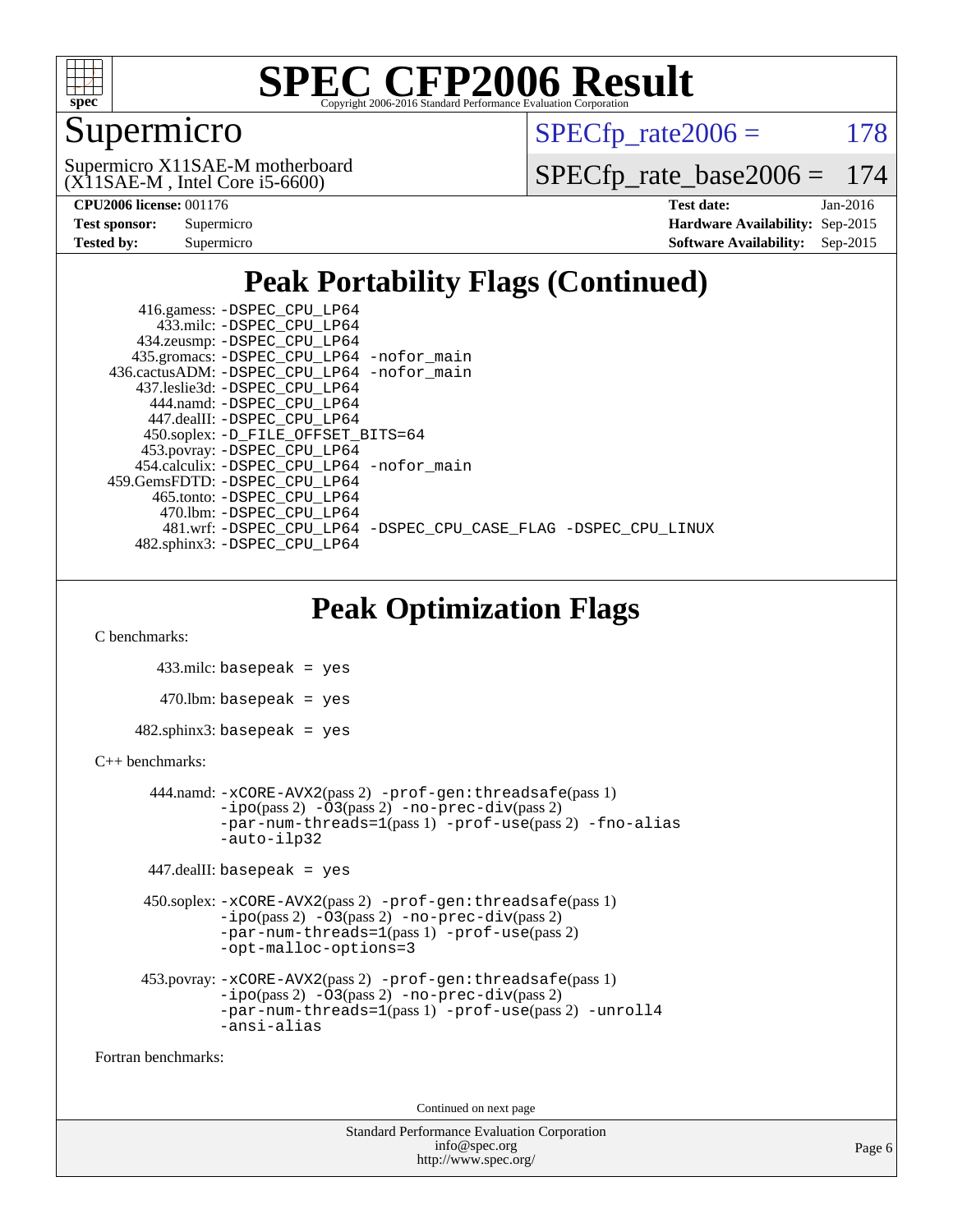# SPEC CFP2006 Result

Copyright 2006-2016 Standard Performance Evaluation Corporation

## Supermicro

Supermicro X11SAE-M motherboard
(X11SAE-M , Intel Core i5-6600)

SPECfp_rate2006 = 178

SPECfp_rate_base2006 = 174

| | | | |
|---|---|---|---|
| **CPU2006 license:** 001176 | | **Test date:** | Jan-2016 |
| **Test sponsor:** | Supermicro | **Hardware Availability:** | Sep-2015 |
| **Tested by:** | Supermicro | **Software Availability:** | Sep-2015 |

## Peak Portability Flags (Continued)

```
      416.gamess: -DSPEC_CPU_LP64
        433.milc: -DSPEC_CPU_LP64
      434.zeusmp: -DSPEC_CPU_LP64
     435.gromacs: -DSPEC_CPU_LP64 -nofor_main
  436.cactusADM: -DSPEC_CPU_LP64 -nofor_main
     437.leslie3d: -DSPEC_CPU_LP64
       444.namd: -DSPEC_CPU_LP64
      447.dealII: -DSPEC_CPU_LP64
     450.soplex: -D_FILE_OFFSET_BITS=64
     453.povray: -DSPEC_CPU_LP64
    454.calculix: -DSPEC_CPU_LP64 -nofor_main
  459.GemsFDTD: -DSPEC_CPU_LP64
      465.tonto: -DSPEC_CPU_LP64
        470.lbm: -DSPEC_CPU_LP64
        481.wrf: -DSPEC_CPU_LP64 -DSPEC_CPU_CASE_FLAG -DSPEC_CPU_LINUX
    482.sphinx3: -DSPEC_CPU_LP64
```

## Peak Optimization Flags

C benchmarks:

```
    433.milc: basepeak = yes

     470.lbm: basepeak = yes

 482.sphinx3: basepeak = yes
```

C++ benchmarks:

```
    444.namd: -xCORE-AVX2(pass 2) -prof-gen:threadsafe(pass 1)
              -ipo(pass 2) -O3(pass 2) -no-prec-div(pass 2)
              -par-num-threads=1(pass 1) -prof-use(pass 2) -fno-alias
              -auto-ilp32

  447.dealII: basepeak = yes

  450.soplex: -xCORE-AVX2(pass 2) -prof-gen:threadsafe(pass 1)
              -ipo(pass 2) -O3(pass 2) -no-prec-div(pass 2)
              -par-num-threads=1(pass 1) -prof-use(pass 2)
              -opt-malloc-options=3

  453.povray: -xCORE-AVX2(pass 2) -prof-gen:threadsafe(pass 1)
              -ipo(pass 2) -O3(pass 2) -no-prec-div(pass 2)
              -par-num-threads=1(pass 1) -prof-use(pass 2) -unroll4
              -ansi-alias
```

Fortran benchmarks:

Continued on next page

Standard Performance Evaluation Corporation
info@spec.org
http://www.spec.org/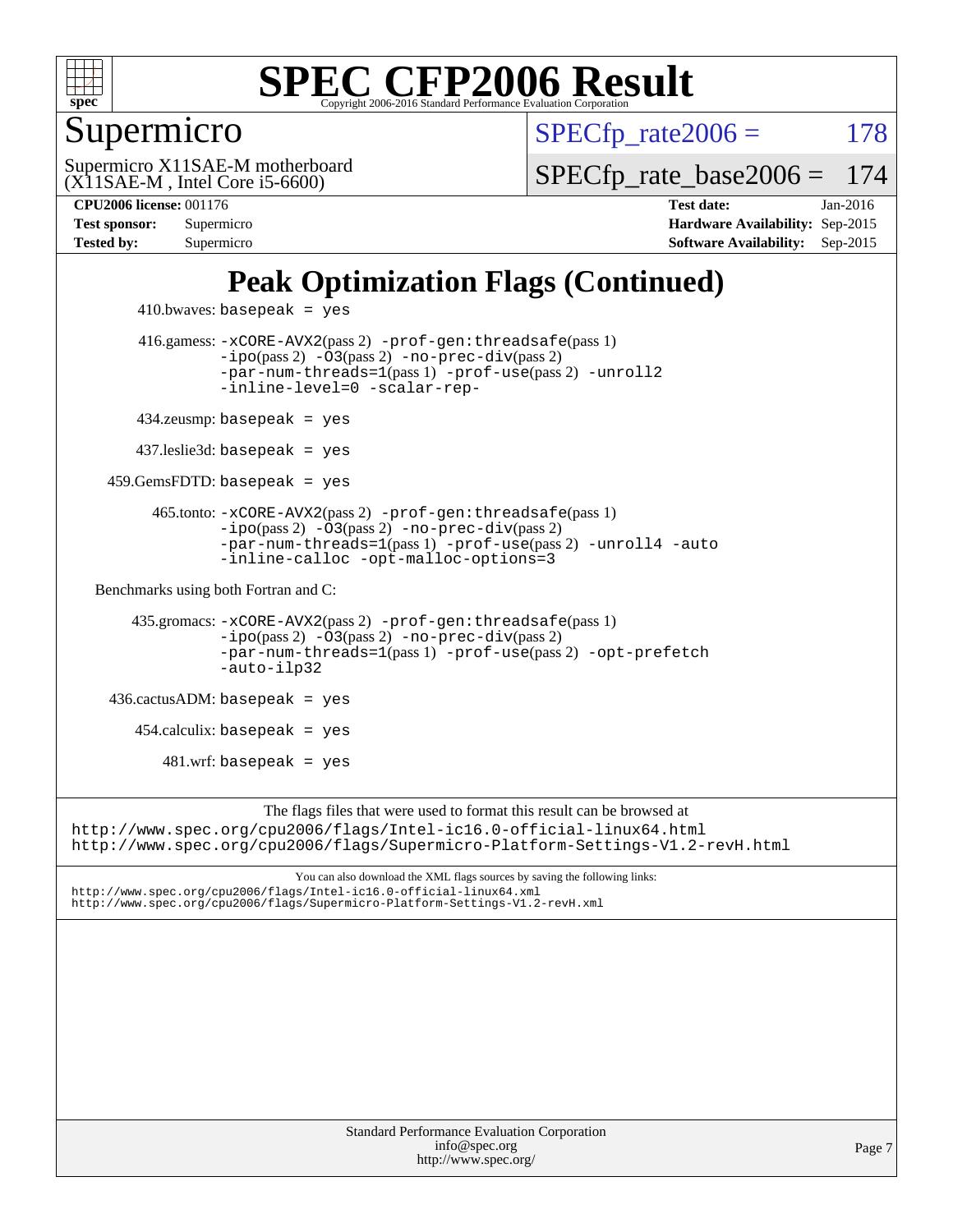# SPEC CFP2006 Result

Copyright 2006-2016 Standard Performance Evaluation Corporation

## Supermicro

Supermicro X11SAE-M motherboard
(X11SAE-M , Intel Core i5-6600)

SPECfp_rate2006 = 178

SPECfp_rate_base2006 = 174

**CPU2006 license:** 001176
**Test sponsor:** Supermicro
**Tested by:** Supermicro

**Test date:** Jan-2016
**Hardware Availability:** Sep-2015
**Software Availability:** Sep-2015

## Peak Optimization Flags (Continued)

410.bwaves: basepeak = yes

416.gamess: -xCORE-AVX2(pass 2) -prof-gen:threadsafe(pass 1) -ipo(pass 2) -O3(pass 2) -no-prec-div(pass 2) -par-num-threads=1(pass 1) -prof-use(pass 2) -unroll2 -inline-level=0 -scalar-rep-

434.zeusmp: basepeak = yes

437.leslie3d: basepeak = yes

459.GemsFDTD: basepeak = yes

465.tonto: -xCORE-AVX2(pass 2) -prof-gen:threadsafe(pass 1) -ipo(pass 2) -O3(pass 2) -no-prec-div(pass 2) -par-num-threads=1(pass 1) -prof-use(pass 2) -unroll4 -auto -inline-calloc -opt-malloc-options=3

Benchmarks using both Fortran and C:

435.gromacs: -xCORE-AVX2(pass 2) -prof-gen:threadsafe(pass 1) -ipo(pass 2) -O3(pass 2) -no-prec-div(pass 2) -par-num-threads=1(pass 1) -prof-use(pass 2) -opt-prefetch -auto-ilp32

436.cactusADM: basepeak = yes

454.calculix: basepeak = yes

481.wrf: basepeak = yes

The flags files that were used to format this result can be browsed at
http://www.spec.org/cpu2006/flags/Intel-ic16.0-official-linux64.html
http://www.spec.org/cpu2006/flags/Supermicro-Platform-Settings-V1.2-revH.html

You can also download the XML flags sources by saving the following links:
http://www.spec.org/cpu2006/flags/Intel-ic16.0-official-linux64.xml
http://www.spec.org/cpu2006/flags/Supermicro-Platform-Settings-V1.2-revH.xml

Standard Performance Evaluation Corporation
info@spec.org
http://www.spec.org/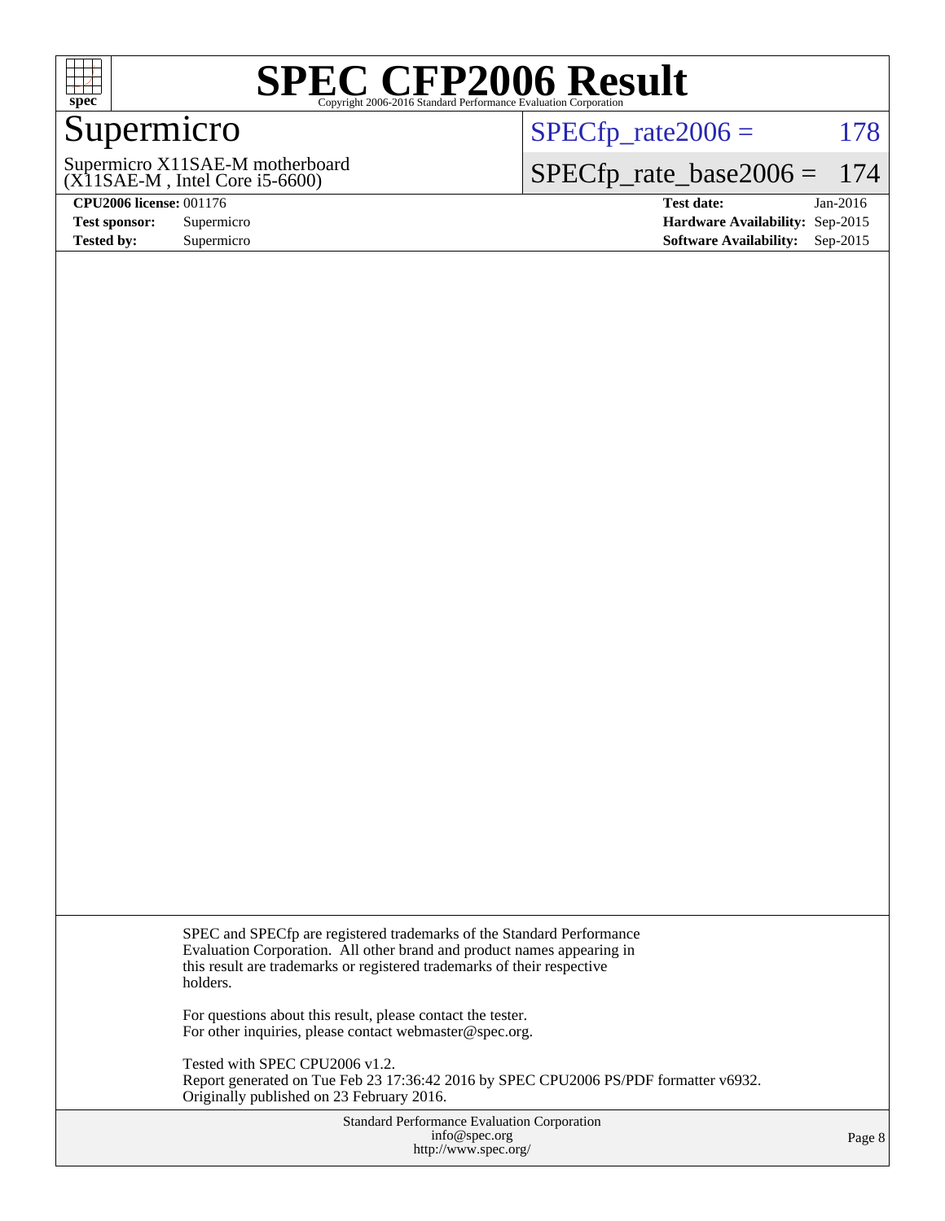SPEC and SPECfp are registered trademarks of the Standard Performance Evaluation Corporation. All other brand and product names appearing in this result are trademarks or registered trademarks of their respective holders.

For questions about this result, please contact the tester.
For other inquiries, please contact webmaster@spec.org.

Tested with SPEC CPU2006 v1.2.
Report generated on Tue Feb 23 17:36:42 2016 by SPEC CPU2006 PS/PDF formatter v6932.
Originally published on 23 February 2016.